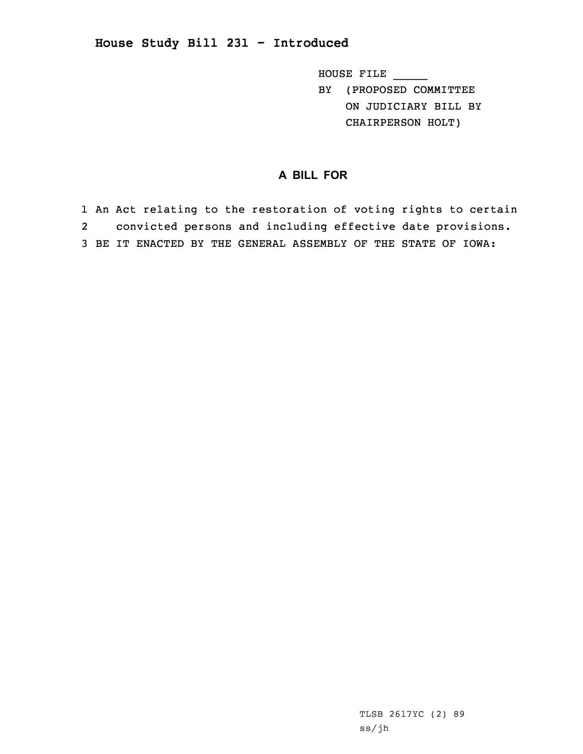# House Study Bill 231 - Introduced

HOUSE FILE _____
BY (PROPOSED COMMITTEE ON JUDICIARY BILL BY CHAIRPERSON HOLT)

## A BILL FOR

1 An Act relating to the restoration of voting rights to certain
2 convicted persons and including effective date provisions.
3 BE IT ENACTED BY THE GENERAL ASSEMBLY OF THE STATE OF IOWA:

TLSB 2617YC (2) 89
ss/jh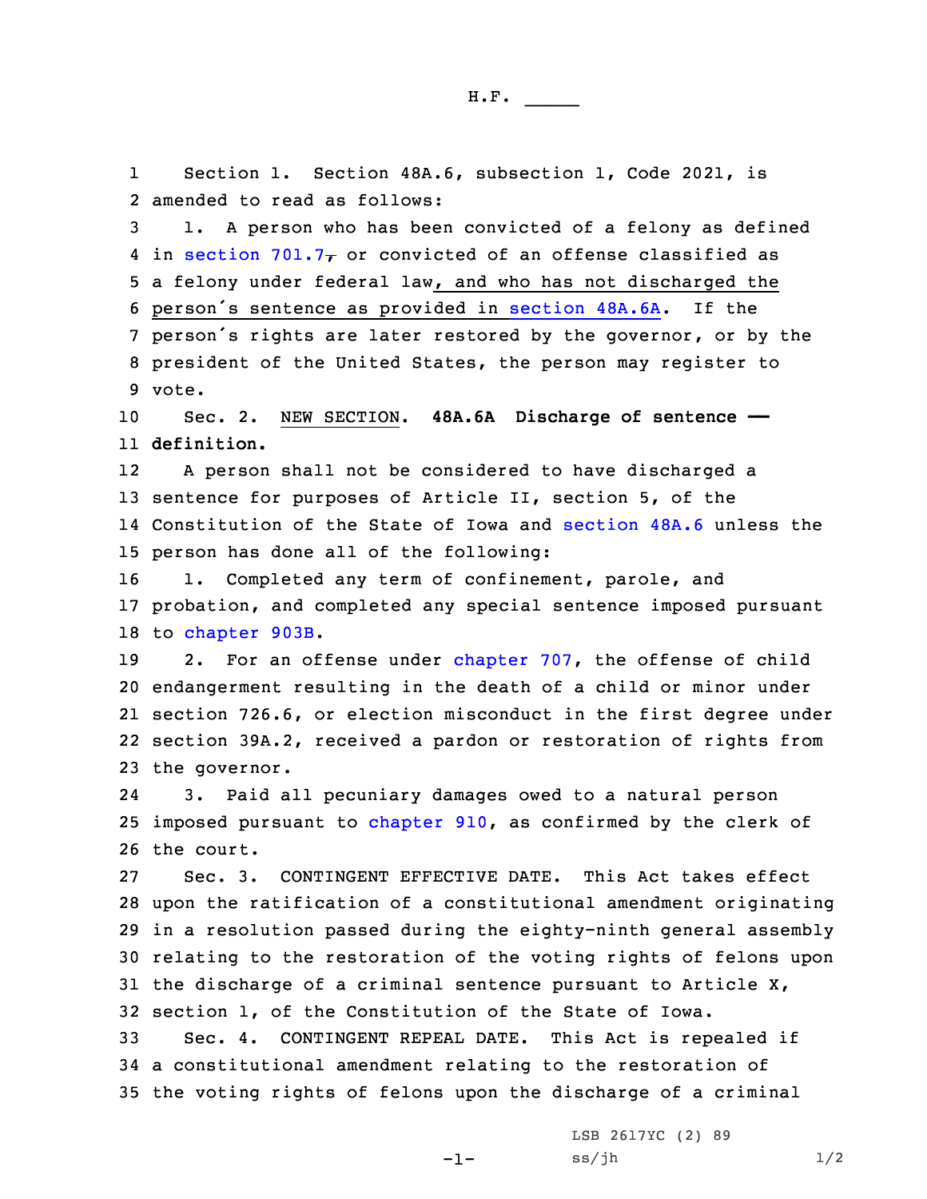Section 1. Section 48A.6, subsection 1, Code 2021, is amended to read as follows:

1. A person who has been convicted of a felony as defined in section 701.7, or convicted of an offense classified as a felony under federal law, and who has not discharged the person's sentence as provided in section 48A.6A. If the person's rights are later restored by the governor, or by the president of the United States, the person may register to vote.

Sec. 2. NEW SECTION. **48A.6A Discharge of sentence — definition.**

A person shall not be considered to have discharged a sentence for purposes of Article II, section 5, of the Constitution of the State of Iowa and section 48A.6 unless the person has done all of the following:

1. Completed any term of confinement, parole, and probation, and completed any special sentence imposed pursuant to chapter 903B.

2. For an offense under chapter 707, the offense of child endangerment resulting in the death of a child or minor under section 726.6, or election misconduct in the first degree under section 39A.2, received a pardon or restoration of rights from the governor.

3. Paid all pecuniary damages owed to a natural person imposed pursuant to chapter 910, as confirmed by the clerk of the court.

Sec. 3. CONTINGENT EFFECTIVE DATE. This Act takes effect upon the ratification of a constitutional amendment originating in a resolution passed during the eighty-ninth general assembly relating to the restoration of the voting rights of felons upon the discharge of a criminal sentence pursuant to Article X, section 1, of the Constitution of the State of Iowa.

Sec. 4. CONTINGENT REPEAL DATE. This Act is repealed if a constitutional amendment relating to the restoration of the voting rights of felons upon the discharge of a criminal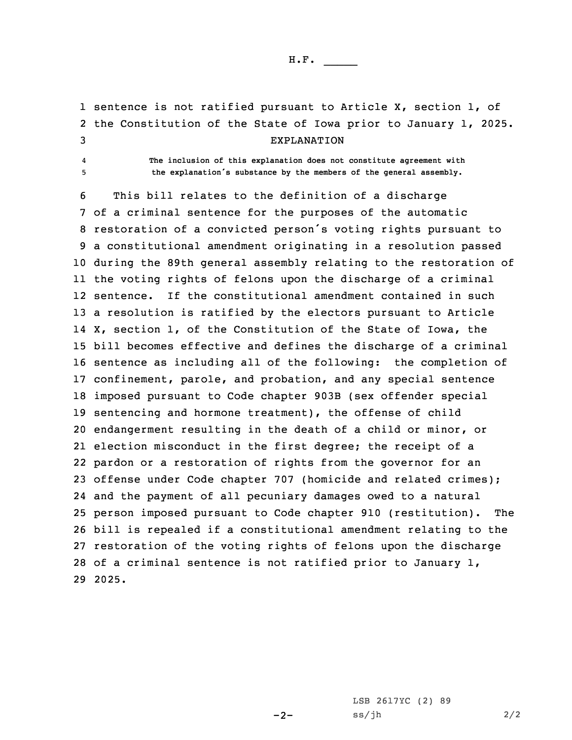sentence is not ratified pursuant to Article X, section 1, of the Constitution of the State of Iowa prior to January 1, 2025.

EXPLANATION

The inclusion of this explanation does not constitute agreement with the explanation's substance by the members of the general assembly.

This bill relates to the definition of a discharge of a criminal sentence for the purposes of the automatic restoration of a convicted person's voting rights pursuant to a constitutional amendment originating in a resolution passed during the 89th general assembly relating to the restoration of the voting rights of felons upon the discharge of a criminal sentence. If the constitutional amendment contained in such a resolution is ratified by the electors pursuant to Article X, section 1, of the Constitution of the State of Iowa, the bill becomes effective and defines the discharge of a criminal sentence as including all of the following: the completion of confinement, parole, and probation, and any special sentence imposed pursuant to Code chapter 903B (sex offender special sentencing and hormone treatment), the offense of child endangerment resulting in the death of a child or minor, or election misconduct in the first degree; the receipt of a pardon or a restoration of rights from the governor for an offense under Code chapter 707 (homicide and related crimes); and the payment of all pecuniary damages owed to a natural person imposed pursuant to Code chapter 910 (restitution). The bill is repealed if a constitutional amendment relating to the restoration of the voting rights of felons upon the discharge of a criminal sentence is not ratified prior to January 1, 2025.

LSB 2617YC (2) 89
ss/jh